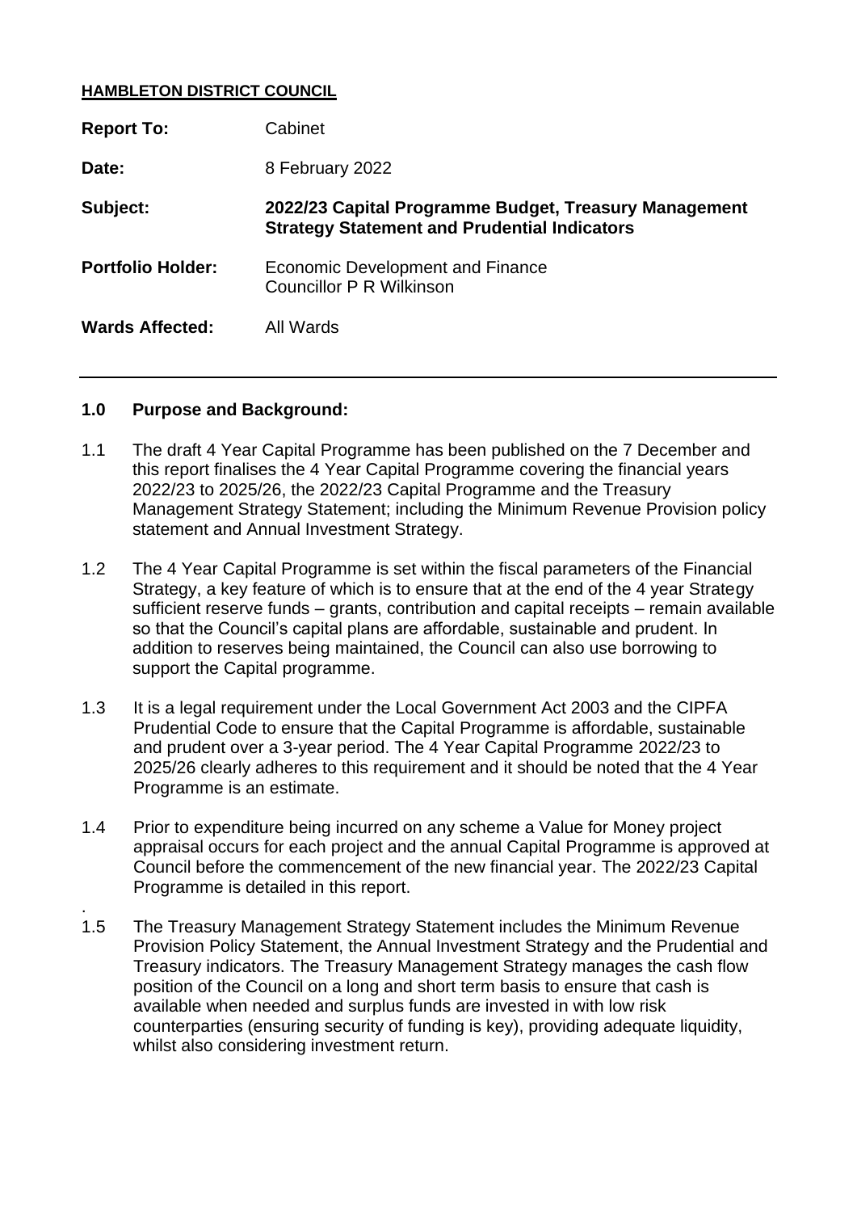**HAMBLETON DISTRICT COUNCIL**

| | |
|---|---|
| **Report To:** | Cabinet |
| **Date:** | 8 February 2022 |
| **Subject:** | **2022/23 Capital Programme Budget, Treasury Management Strategy Statement and Prudential Indicators** |
| **Portfolio Holder:** | Economic Development and Finance<br>Councillor P R Wilkinson |
| **Wards Affected:** | All Wards |

---

## 1.0 Purpose and Background:

1.1 The draft 4 Year Capital Programme has been published on the 7 December and this report finalises the 4 Year Capital Programme covering the financial years 2022/23 to 2025/26, the 2022/23 Capital Programme and the Treasury Management Strategy Statement; including the Minimum Revenue Provision policy statement and Annual Investment Strategy.

1.2 The 4 Year Capital Programme is set within the fiscal parameters of the Financial Strategy, a key feature of which is to ensure that at the end of the 4 year Strategy sufficient reserve funds – grants, contribution and capital receipts – remain available so that the Council's capital plans are affordable, sustainable and prudent. In addition to reserves being maintained, the Council can also use borrowing to support the Capital programme.

1.3 It is a legal requirement under the Local Government Act 2003 and the CIPFA Prudential Code to ensure that the Capital Programme is affordable, sustainable and prudent over a 3-year period. The 4 Year Capital Programme 2022/23 to 2025/26 clearly adheres to this requirement and it should be noted that the 4 Year Programme is an estimate.

1.4 Prior to expenditure being incurred on any scheme a Value for Money project appraisal occurs for each project and the annual Capital Programme is approved at Council before the commencement of the new financial year. The 2022/23 Capital Programme is detailed in this report.

.

1.5 The Treasury Management Strategy Statement includes the Minimum Revenue Provision Policy Statement, the Annual Investment Strategy and the Prudential and Treasury indicators. The Treasury Management Strategy manages the cash flow position of the Council on a long and short term basis to ensure that cash is available when needed and surplus funds are invested in with low risk counterparties (ensuring security of funding is key), providing adequate liquidity, whilst also considering investment return.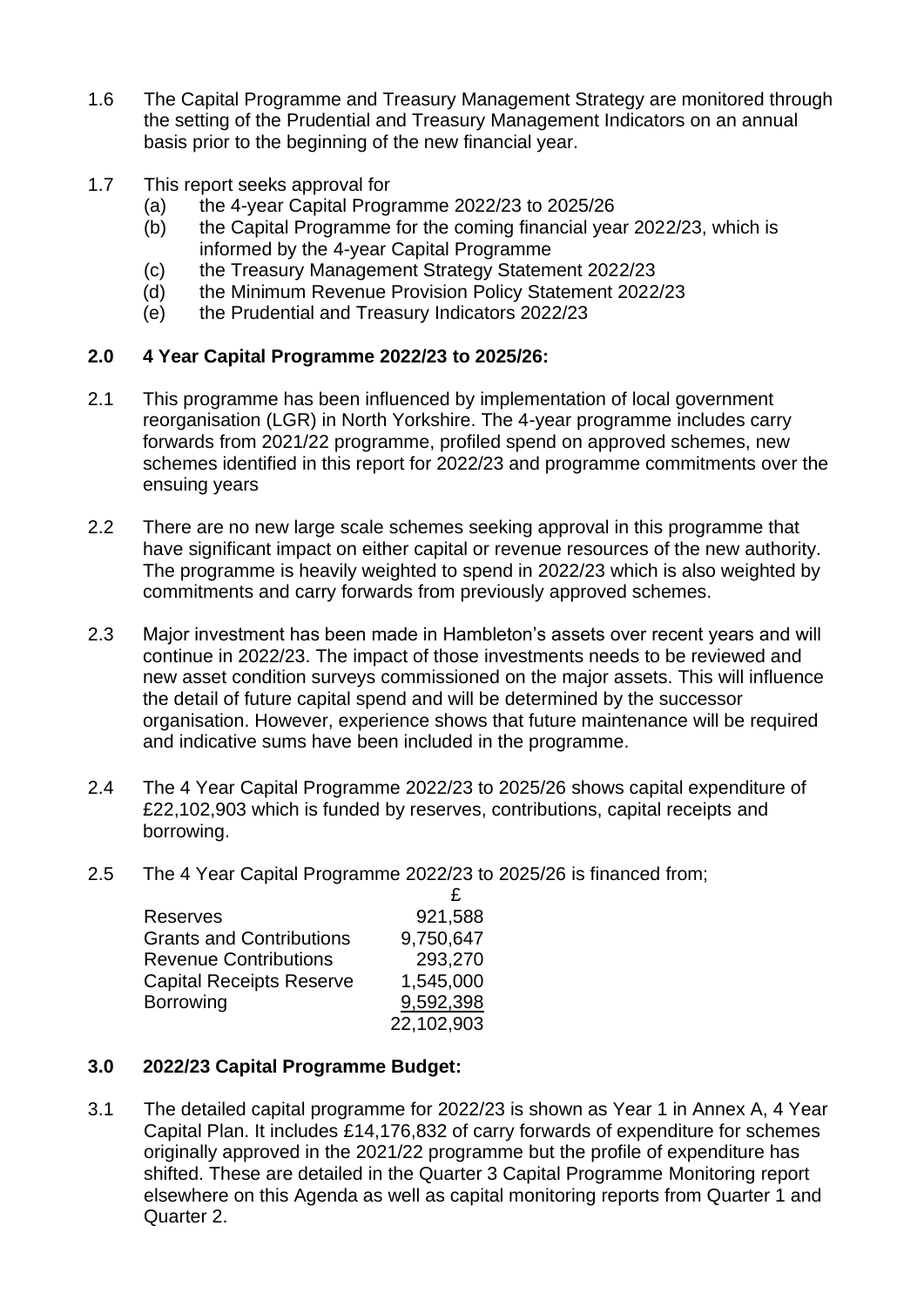1.6 The Capital Programme and Treasury Management Strategy are monitored through the setting of the Prudential and Treasury Management Indicators on an annual basis prior to the beginning of the new financial year.

1.7 This report seeks approval for
   (a) the 4-year Capital Programme 2022/23 to 2025/26
   (b) the Capital Programme for the coming financial year 2022/23, which is informed by the 4-year Capital Programme
   (c) the Treasury Management Strategy Statement 2022/23
   (d) the Minimum Revenue Provision Policy Statement 2022/23
   (e) the Prudential and Treasury Indicators 2022/23

## 2.0 4 Year Capital Programme 2022/23 to 2025/26:

2.1 This programme has been influenced by implementation of local government reorganisation (LGR) in North Yorkshire. The 4-year programme includes carry forwards from 2021/22 programme, profiled spend on approved schemes, new schemes identified in this report for 2022/23 and programme commitments over the ensuing years

2.2 There are no new large scale schemes seeking approval in this programme that have significant impact on either capital or revenue resources of the new authority. The programme is heavily weighted to spend in 2022/23 which is also weighted by commitments and carry forwards from previously approved schemes.

2.3 Major investment has been made in Hambleton's assets over recent years and will continue in 2022/23. The impact of those investments needs to be reviewed and new asset condition surveys commissioned on the major assets. This will influence the detail of future capital spend and will be determined by the successor organisation. However, experience shows that future maintenance will be required and indicative sums have been included in the programme.

2.4 The 4 Year Capital Programme 2022/23 to 2025/26 shows capital expenditure of £22,102,903 which is funded by reserves, contributions, capital receipts and borrowing.

2.5 The 4 Year Capital Programme 2022/23 to 2025/26 is financed from;

| | £ |
|---|---|
| Reserves | 921,588 |
| Grants and Contributions | 9,750,647 |
| Revenue Contributions | 293,270 |
| Capital Receipts Reserve | 1,545,000 |
| Borrowing | 9,592,398 |
| | 22,102,903 |

## 3.0 2022/23 Capital Programme Budget:

3.1 The detailed capital programme for 2022/23 is shown as Year 1 in Annex A, 4 Year Capital Plan. It includes £14,176,832 of carry forwards of expenditure for schemes originally approved in the 2021/22 programme but the profile of expenditure has shifted. These are detailed in the Quarter 3 Capital Programme Monitoring report elsewhere on this Agenda as well as capital monitoring reports from Quarter 1 and Quarter 2.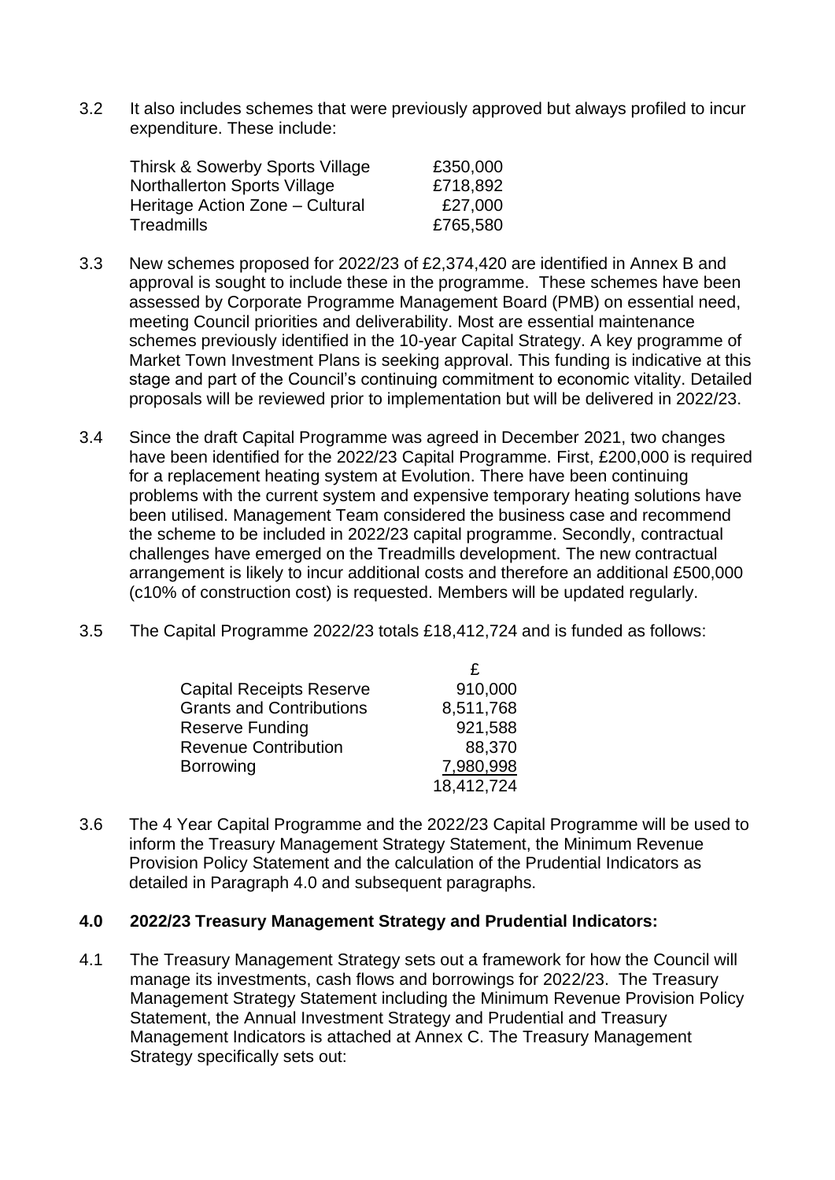3.2 It also includes schemes that were previously approved but always profiled to incur expenditure. These include:

| | |
|---|---|
| Thirsk & Sowerby Sports Village | £350,000 |
| Northallerton Sports Village | £718,892 |
| Heritage Action Zone – Cultural | £27,000 |
| Treadmills | £765,580 |

3.3 New schemes proposed for 2022/23 of £2,374,420 are identified in Annex B and approval is sought to include these in the programme. These schemes have been assessed by Corporate Programme Management Board (PMB) on essential need, meeting Council priorities and deliverability. Most are essential maintenance schemes previously identified in the 10-year Capital Strategy. A key programme of Market Town Investment Plans is seeking approval. This funding is indicative at this stage and part of the Council's continuing commitment to economic vitality. Detailed proposals will be reviewed prior to implementation but will be delivered in 2022/23.

3.4 Since the draft Capital Programme was agreed in December 2021, two changes have been identified for the 2022/23 Capital Programme. First, £200,000 is required for a replacement heating system at Evolution. There have been continuing problems with the current system and expensive temporary heating solutions have been utilised. Management Team considered the business case and recommend the scheme to be included in 2022/23 capital programme. Secondly, contractual challenges have emerged on the Treadmills development. The new contractual arrangement is likely to incur additional costs and therefore an additional £500,000 (c10% of construction cost) is requested. Members will be updated regularly.

3.5 The Capital Programme 2022/23 totals £18,412,724 and is funded as follows:

| | £ |
|---|---|
| Capital Receipts Reserve | 910,000 |
| Grants and Contributions | 8,511,768 |
| Reserve Funding | 921,588 |
| Revenue Contribution | 88,370 |
| Borrowing | 7,980,998 |
| | 18,412,724 |

3.6 The 4 Year Capital Programme and the 2022/23 Capital Programme will be used to inform the Treasury Management Strategy Statement, the Minimum Revenue Provision Policy Statement and the calculation of the Prudential Indicators as detailed in Paragraph 4.0 and subsequent paragraphs.

**4.0 2022/23 Treasury Management Strategy and Prudential Indicators:**

4.1 The Treasury Management Strategy sets out a framework for how the Council will manage its investments, cash flows and borrowings for 2022/23. The Treasury Management Strategy Statement including the Minimum Revenue Provision Policy Statement, the Annual Investment Strategy and Prudential and Treasury Management Indicators is attached at Annex C. The Treasury Management Strategy specifically sets out: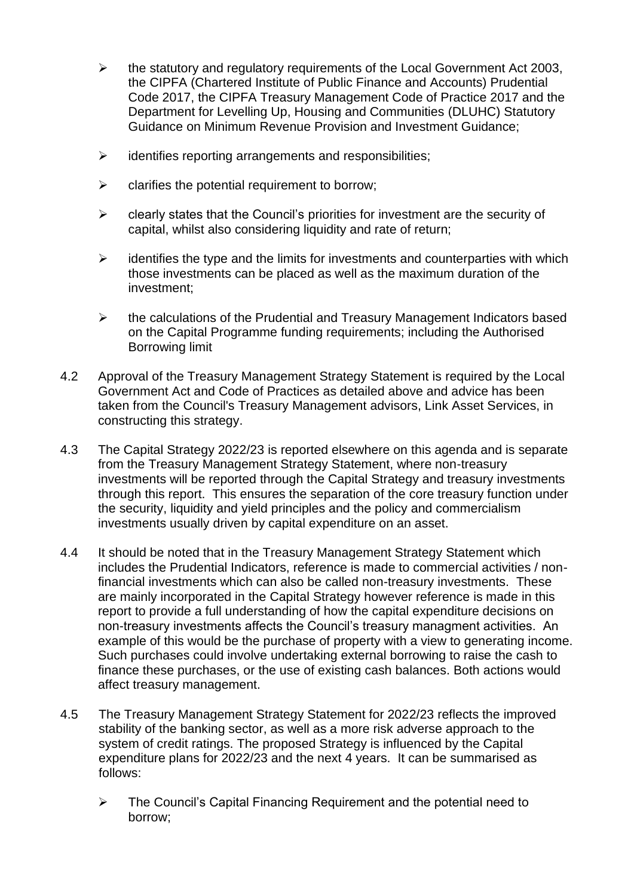- the statutory and regulatory requirements of the Local Government Act 2003, the CIPFA (Chartered Institute of Public Finance and Accounts) Prudential Code 2017, the CIPFA Treasury Management Code of Practice 2017 and the Department for Levelling Up, Housing and Communities (DLUHC) Statutory Guidance on Minimum Revenue Provision and Investment Guidance;

- identifies reporting arrangements and responsibilities;

- clarifies the potential requirement to borrow;

- clearly states that the Council's priorities for investment are the security of capital, whilst also considering liquidity and rate of return;

- identifies the type and the limits for investments and counterparties with which those investments can be placed as well as the maximum duration of the investment;

- the calculations of the Prudential and Treasury Management Indicators based on the Capital Programme funding requirements; including the Authorised Borrowing limit

4.2 Approval of the Treasury Management Strategy Statement is required by the Local Government Act and Code of Practices as detailed above and advice has been taken from the Council's Treasury Management advisors, Link Asset Services, in constructing this strategy.

4.3 The Capital Strategy 2022/23 is reported elsewhere on this agenda and is separate from the Treasury Management Strategy Statement, where non-treasury investments will be reported through the Capital Strategy and treasury investments through this report. This ensures the separation of the core treasury function under the security, liquidity and yield principles and the policy and commercialism investments usually driven by capital expenditure on an asset.

4.4 It should be noted that in the Treasury Management Strategy Statement which includes the Prudential Indicators, reference is made to commercial activities / non-financial investments which can also be called non-treasury investments. These are mainly incorporated in the Capital Strategy however reference is made in this report to provide a full understanding of how the capital expenditure decisions on non-treasury investments affects the Council's treasury managment activities. An example of this would be the purchase of property with a view to generating income. Such purchases could involve undertaking external borrowing to raise the cash to finance these purchases, or the use of existing cash balances. Both actions would affect treasury management.

4.5 The Treasury Management Strategy Statement for 2022/23 reflects the improved stability of the banking sector, as well as a more risk adverse approach to the system of credit ratings. The proposed Strategy is influenced by the Capital expenditure plans for 2022/23 and the next 4 years. It can be summarised as follows:

- The Council's Capital Financing Requirement and the potential need to borrow;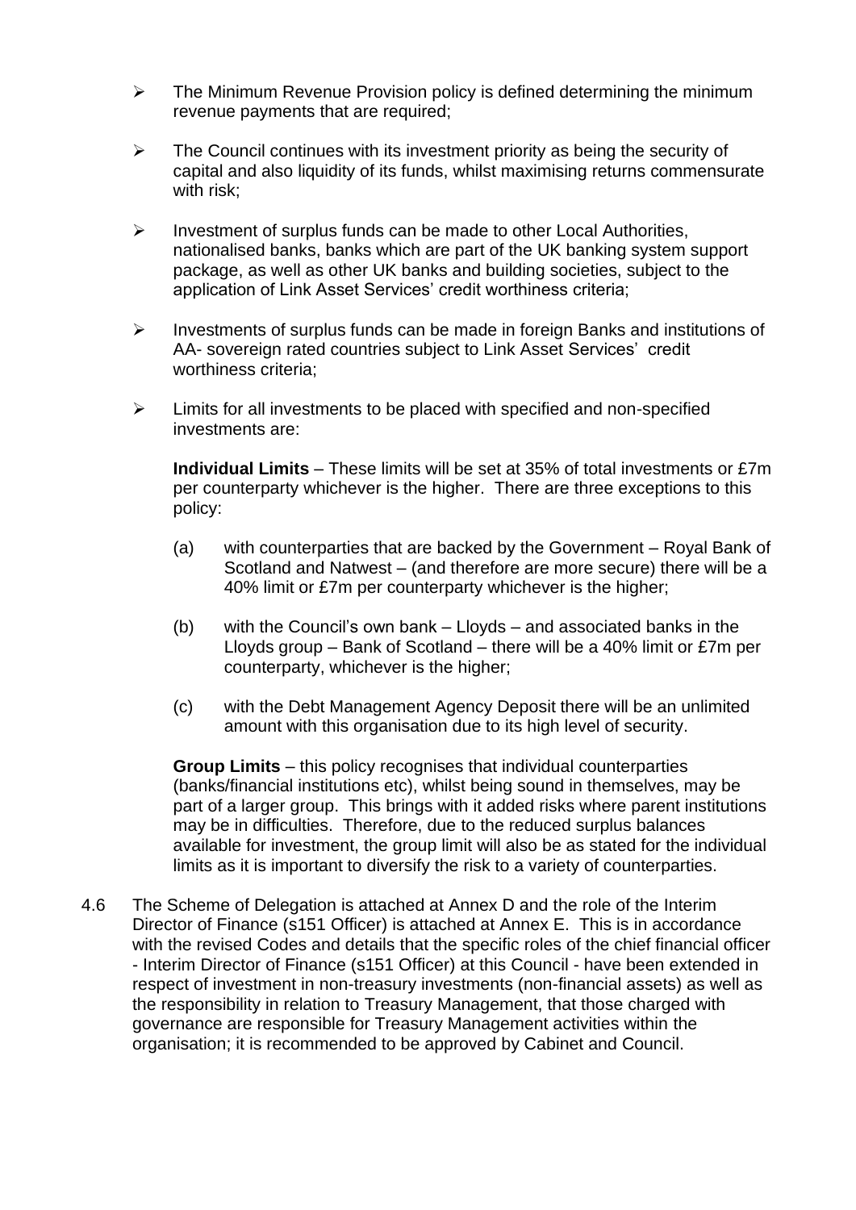- The Minimum Revenue Provision policy is defined determining the minimum revenue payments that are required;

- The Council continues with its investment priority as being the security of capital and also liquidity of its funds, whilst maximising returns commensurate with risk;

- Investment of surplus funds can be made to other Local Authorities, nationalised banks, banks which are part of the UK banking system support package, as well as other UK banks and building societies, subject to the application of Link Asset Services' credit worthiness criteria;

- Investments of surplus funds can be made in foreign Banks and institutions of AA- sovereign rated countries subject to Link Asset Services' credit worthiness criteria;

- Limits for all investments to be placed with specified and non-specified investments are:

  **Individual Limits** – These limits will be set at 35% of total investments or £7m per counterparty whichever is the higher. There are three exceptions to this policy:

  (a) with counterparties that are backed by the Government – Royal Bank of Scotland and Natwest – (and therefore are more secure) there will be a 40% limit or £7m per counterparty whichever is the higher;

  (b) with the Council's own bank – Lloyds – and associated banks in the Lloyds group – Bank of Scotland – there will be a 40% limit or £7m per counterparty, whichever is the higher;

  (c) with the Debt Management Agency Deposit there will be an unlimited amount with this organisation due to its high level of security.

  **Group Limits** – this policy recognises that individual counterparties (banks/financial institutions etc), whilst being sound in themselves, may be part of a larger group. This brings with it added risks where parent institutions may be in difficulties. Therefore, due to the reduced surplus balances available for investment, the group limit will also be as stated for the individual limits as it is important to diversify the risk to a variety of counterparties.

4.6 The Scheme of Delegation is attached at Annex D and the role of the Interim Director of Finance (s151 Officer) is attached at Annex E. This is in accordance with the revised Codes and details that the specific roles of the chief financial officer - Interim Director of Finance (s151 Officer) at this Council - have been extended in respect of investment in non-treasury investments (non-financial assets) as well as the responsibility in relation to Treasury Management, that those charged with governance are responsible for Treasury Management activities within the organisation; it is recommended to be approved by Cabinet and Council.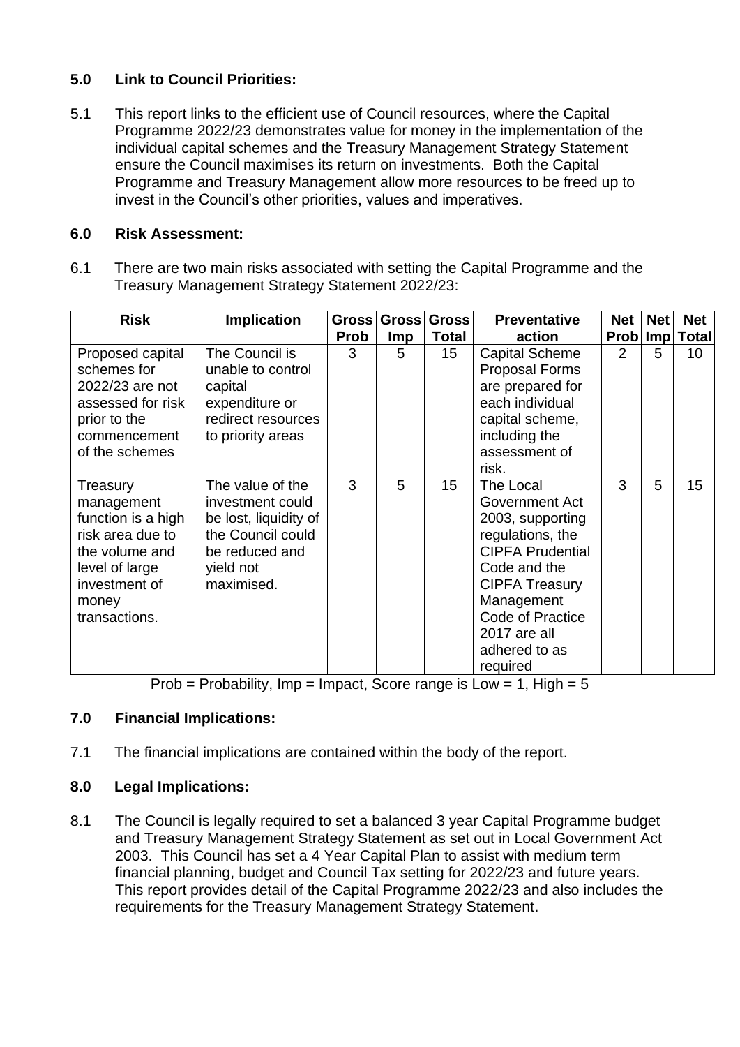## 5.0 Link to Council Priorities:

5.1 This report links to the efficient use of Council resources, where the Capital Programme 2022/23 demonstrates value for money in the implementation of the individual capital schemes and the Treasury Management Strategy Statement ensure the Council maximises its return on investments. Both the Capital Programme and Treasury Management allow more resources to be freed up to invest in the Council's other priorities, values and imperatives.

## 6.0 Risk Assessment:

6.1 There are two main risks associated with setting the Capital Programme and the Treasury Management Strategy Statement 2022/23:

| Risk | Implication | Gross Prob | Gross Imp | Gross Total | Preventative action | Net Prob | Net Imp | Net Total |
|---|---|---|---|---|---|---|---|---|
| Proposed capital schemes for 2022/23 are not assessed for risk prior to the commencement of the schemes | The Council is unable to control capital expenditure or redirect resources to priority areas | 3 | 5 | 15 | Capital Scheme Proposal Forms are prepared for each individual capital scheme, including the assessment of risk. | 2 | 5 | 10 |
| Treasury management function is a high risk area due to the volume and level of large investment of money transactions. | The value of the investment could be lost, liquidity of the Council could be reduced and yield not maximised. | 3 | 5 | 15 | The Local Government Act 2003, supporting regulations, the CIPFA Prudential Code and the CIPFA Treasury Management Code of Practice 2017 are all adhered to as required | 3 | 5 | 15 |

Prob = Probability, Imp = Impact, Score range is Low = 1, High = 5

## 7.0 Financial Implications:

7.1 The financial implications are contained within the body of the report.

## 8.0 Legal Implications:

8.1 The Council is legally required to set a balanced 3 year Capital Programme budget and Treasury Management Strategy Statement as set out in Local Government Act 2003. This Council has set a 4 Year Capital Plan to assist with medium term financial planning, budget and Council Tax setting for 2022/23 and future years. This report provides detail of the Capital Programme 2022/23 and also includes the requirements for the Treasury Management Strategy Statement.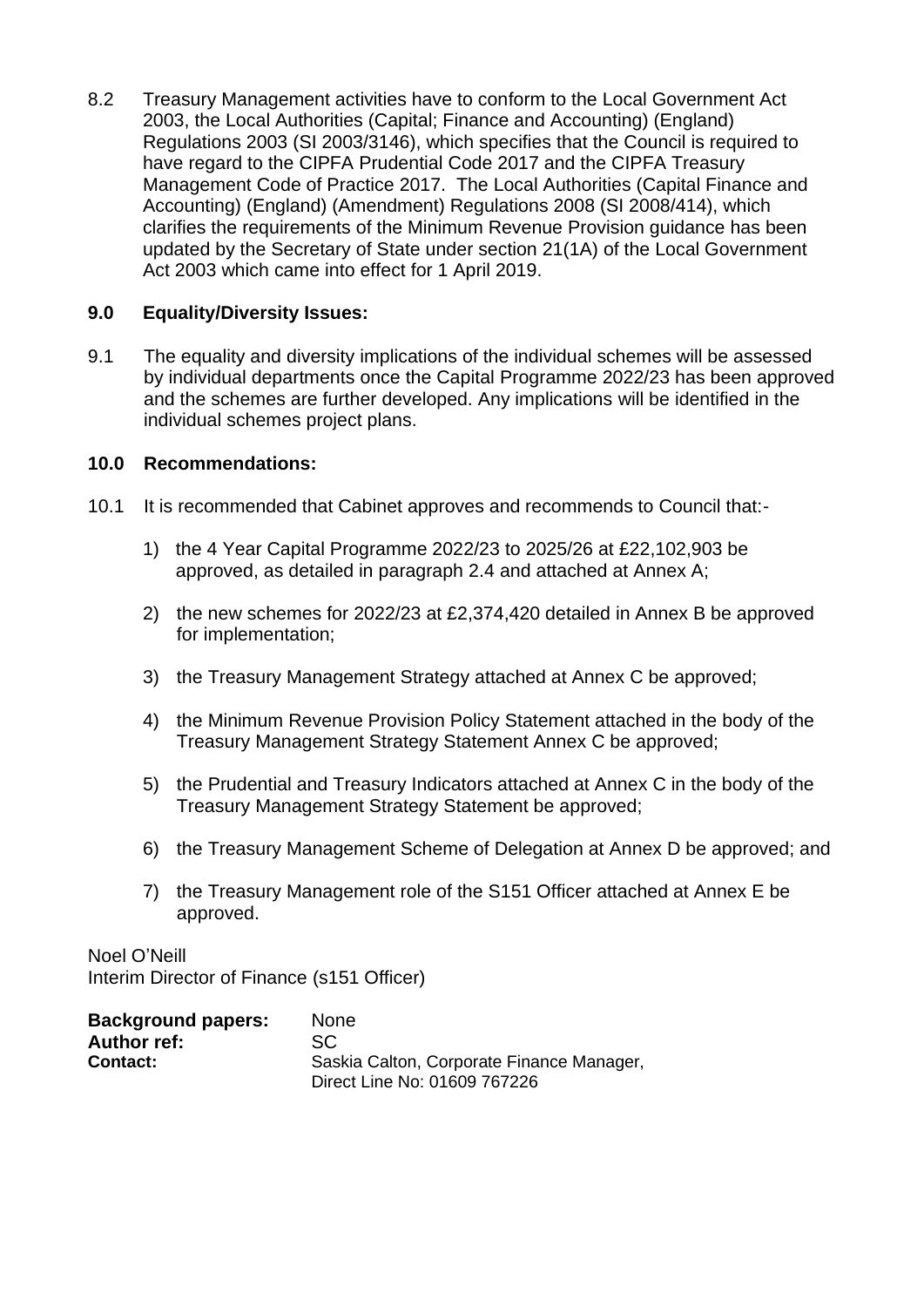8.2 Treasury Management activities have to conform to the Local Government Act 2003, the Local Authorities (Capital; Finance and Accounting) (England) Regulations 2003 (SI 2003/3146), which specifies that the Council is required to have regard to the CIPFA Prudential Code 2017 and the CIPFA Treasury Management Code of Practice 2017. The Local Authorities (Capital Finance and Accounting) (England) (Amendment) Regulations 2008 (SI 2008/414), which clarifies the requirements of the Minimum Revenue Provision guidance has been updated by the Secretary of State under section 21(1A) of the Local Government Act 2003 which came into effect for 1 April 2019.

## 9.0 Equality/Diversity Issues:

9.1 The equality and diversity implications of the individual schemes will be assessed by individual departments once the Capital Programme 2022/23 has been approved and the schemes are further developed. Any implications will be identified in the individual schemes project plans.

## 10.0 Recommendations:

10.1 It is recommended that Cabinet approves and recommends to Council that:-

1) the 4 Year Capital Programme 2022/23 to 2025/26 at £22,102,903 be approved, as detailed in paragraph 2.4 and attached at Annex A;
2) the new schemes for 2022/23 at £2,374,420 detailed in Annex B be approved for implementation;
3) the Treasury Management Strategy attached at Annex C be approved;
4) the Minimum Revenue Provision Policy Statement attached in the body of the Treasury Management Strategy Statement Annex C be approved;
5) the Prudential and Treasury Indicators attached at Annex C in the body of the Treasury Management Strategy Statement be approved;
6) the Treasury Management Scheme of Delegation at Annex D be approved; and
7) the Treasury Management role of the S151 Officer attached at Annex E be approved.

Noel O'Neill
Interim Director of Finance (s151 Officer)

**Background papers:** None
**Author ref:** SC
**Contact:** Saskia Calton, Corporate Finance Manager,
Direct Line No: 01609 767226